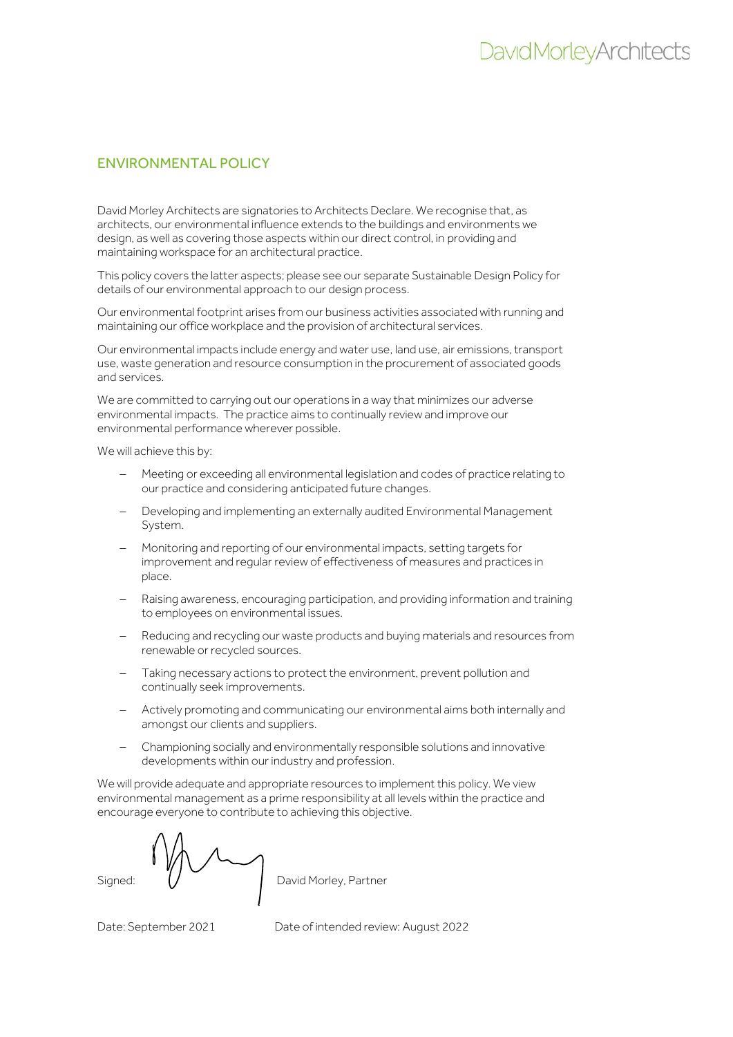DavidMorleyArchitects

## ENVIRONMENTAL POLICY

David Morley Architects are signatories to Architects Declare. We recognise that, as architects, our environmental influence extends to the buildings and environments we design, as well as covering those aspects within our direct control, in providing and maintaining workspace for an architectural practice.

This policy covers the latter aspects; please see our separate Sustainable Design Policy for details of our environmental approach to our design process.

Our environmental footprint arises from our business activities associated with running and maintaining our office workplace and the provision of architectural services.

Our environmental impacts include energy and water use, land use, air emissions, transport use, waste generation and resource consumption in the procurement of associated goods and services.

We are committed to carrying out our operations in a way that minimizes our adverse environmental impacts. The practice aims to continually review and improve our environmental performance wherever possible.

We will achieve this by:

- Meeting or exceeding all environmental legislation and codes of practice relating to our practice and considering anticipated future changes.
- Developing and implementing an externally audited Environmental Management System.
- Monitoring and reporting of our environmental impacts, setting targets for improvement and regular review of effectiveness of measures and practices in place.
- Raising awareness, encouraging participation, and providing information and training to employees on environmental issues.
- Reducing and recycling our waste products and buying materials and resources from renewable or recycled sources.
- Taking necessary actions to protect the environment, prevent pollution and continually seek improvements.
- Actively promoting and communicating our environmental aims both internally and amongst our clients and suppliers.
- Championing socially and environmentally responsible solutions and innovative developments within our industry and profession.

We will provide adequate and appropriate resources to implement this policy. We view environmental management as a prime responsibility at all levels within the practice and encourage everyone to contribute to achieving this objective.

Signed: David Morley, Partner

Date: September 2021 Date of intended review: August 2022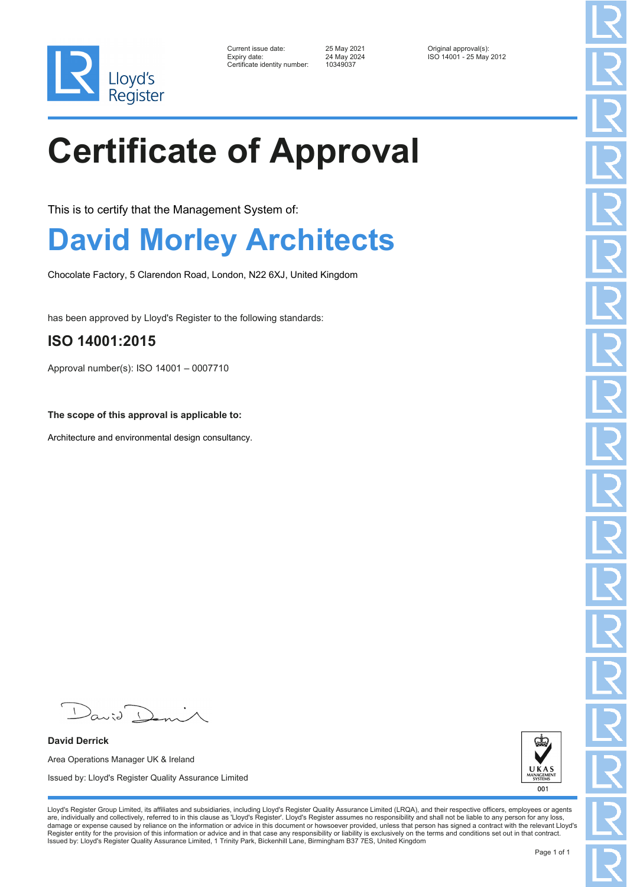Lloyd's Register

| | | | |
|---|---|---|---|
| Current issue date: | 25 May 2021 | Original approval(s): | |
| Expiry date: | 24 May 2024 | ISO 14001 - 25 May 2012 | |
| Certificate identity number: | 10349037 | | |

# Certificate of Approval

This is to certify that the Management System of:

## David Morley Architects

Chocolate Factory, 5 Clarendon Road, London, N22 6XJ, United Kingdom

has been approved by Lloyd's Register to the following standards:

### ISO 14001:2015

Approval number(s): ISO 14001 – 0007710

**The scope of this approval is applicable to:**

Architecture and environmental design consultancy.

**David Derrick**

Area Operations Manager UK & Ireland

Issued by: Lloyd's Register Quality Assurance Limited

UKAS MANAGEMENT SYSTEMS 001

Lloyd's Register Group Limited, its affiliates and subsidiaries, including Lloyd's Register Quality Assurance Limited (LRQA), and their respective officers, employees or agents are, individually and collectively, referred to in this clause as 'Lloyd's Register'. Lloyd's Register assumes no responsibility and shall not be liable to any person for any loss, damage or expense caused by reliance on the information or advice in this document or howsoever provided, unless that person has signed a contract with the relevant Lloyd's Register entity for the provision of this information or advice and in that case any responsibility or liability is exclusively on the terms and conditions set out in that contract.
Issued by: Lloyd's Register Quality Assurance Limited, 1 Trinity Park, Bickenhill Lane, Birmingham B37 7ES, United Kingdom